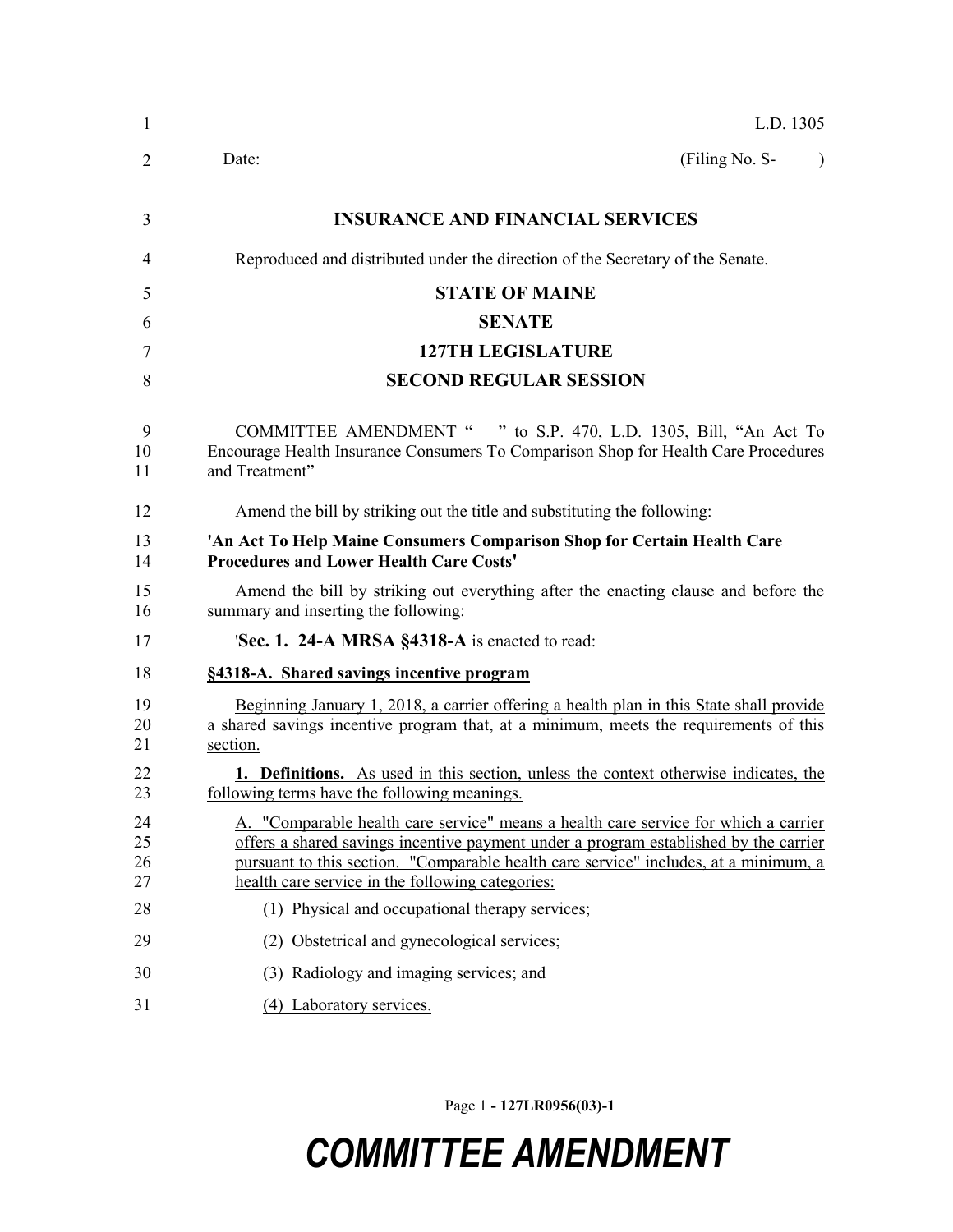L.D. 1305

Date: (Filing No. S- )

# INSURANCE AND FINANCIAL SERVICES

Reproduced and distributed under the direction of the Secretary of the Senate.

## STATE OF MAINE
## SENATE
## 127TH LEGISLATURE
## SECOND REGULAR SESSION

COMMITTEE AMENDMENT " " to S.P. 470, L.D. 1305, Bill, "An Act To Encourage Health Insurance Consumers To Comparison Shop for Health Care Procedures and Treatment"

Amend the bill by striking out the title and substituting the following:

**'An Act To Help Maine Consumers Comparison Shop for Certain Health Care Procedures and Lower Health Care Costs'**

Amend the bill by striking out everything after the enacting clause and before the summary and inserting the following:

'**Sec. 1. 24-A MRSA §4318-A** is enacted to read:

**§4318-A. Shared savings incentive program**

Beginning January 1, 2018, a carrier offering a health plan in this State shall provide a shared savings incentive program that, at a minimum, meets the requirements of this section.

**1. Definitions.** As used in this section, unless the context otherwise indicates, the following terms have the following meanings.

A. "Comparable health care service" means a health care service for which a carrier offers a shared savings incentive payment under a program established by the carrier pursuant to this section. "Comparable health care service" includes, at a minimum, a health care service in the following categories:

(1) Physical and occupational therapy services;

(2) Obstetrical and gynecological services;

(3) Radiology and imaging services; and

(4) Laboratory services.

# COMMITTEE AMENDMENT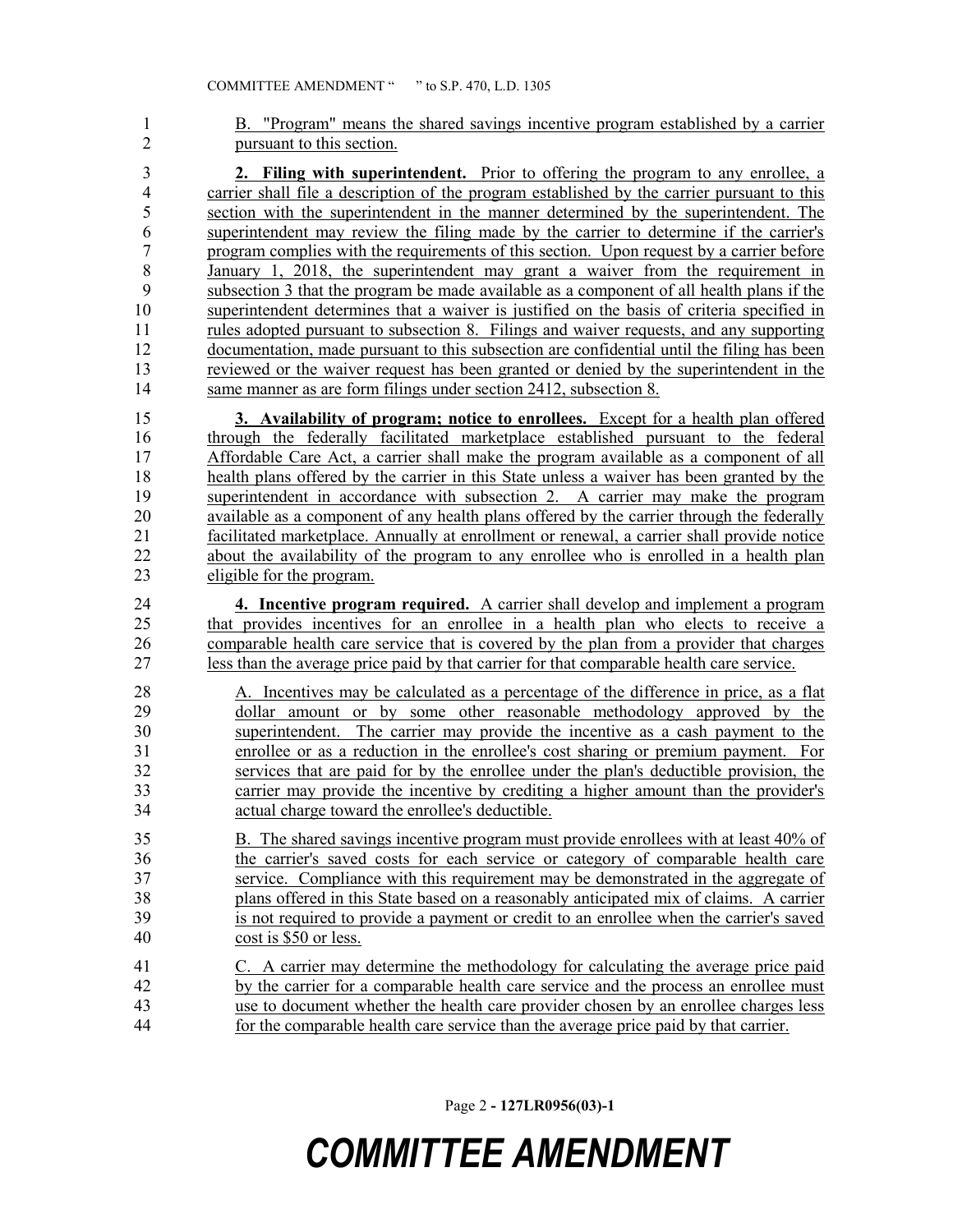B. "Program" means the shared savings incentive program established by a carrier pursuant to this section.

**2. Filing with superintendent.** Prior to offering the program to any enrollee, a carrier shall file a description of the program established by the carrier pursuant to this section with the superintendent in the manner determined by the superintendent. The superintendent may review the filing made by the carrier to determine if the carrier's program complies with the requirements of this section. Upon request by a carrier before January 1, 2018, the superintendent may grant a waiver from the requirement in subsection 3 that the program be made available as a component of all health plans if the superintendent determines that a waiver is justified on the basis of criteria specified in rules adopted pursuant to subsection 8. Filings and waiver requests, and any supporting documentation, made pursuant to this subsection are confidential until the filing has been reviewed or the waiver request has been granted or denied by the superintendent in the same manner as are form filings under section 2412, subsection 8.

**3. Availability of program; notice to enrollees.** Except for a health plan offered through the federally facilitated marketplace established pursuant to the federal Affordable Care Act, a carrier shall make the program available as a component of all health plans offered by the carrier in this State unless a waiver has been granted by the superintendent in accordance with subsection 2. A carrier may make the program available as a component of any health plans offered by the carrier through the federally facilitated marketplace. Annually at enrollment or renewal, a carrier shall provide notice about the availability of the program to any enrollee who is enrolled in a health plan eligible for the program.

**4. Incentive program required.** A carrier shall develop and implement a program that provides incentives for an enrollee in a health plan who elects to receive a comparable health care service that is covered by the plan from a provider that charges less than the average price paid by that carrier for that comparable health care service.

A. Incentives may be calculated as a percentage of the difference in price, as a flat dollar amount or by some other reasonable methodology approved by the superintendent. The carrier may provide the incentive as a cash payment to the enrollee or as a reduction in the enrollee's cost sharing or premium payment. For services that are paid for by the enrollee under the plan's deductible provision, the carrier may provide the incentive by crediting a higher amount than the provider's actual charge toward the enrollee's deductible.

B. The shared savings incentive program must provide enrollees with at least 40% of the carrier's saved costs for each service or category of comparable health care service. Compliance with this requirement may be demonstrated in the aggregate of plans offered in this State based on a reasonably anticipated mix of claims. A carrier is not required to provide a payment or credit to an enrollee when the carrier's saved cost is $50 or less.

C. A carrier may determine the methodology for calculating the average price paid by the carrier for a comparable health care service and the process an enrollee must use to document whether the health care provider chosen by an enrollee charges less for the comparable health care service than the average price paid by that carrier.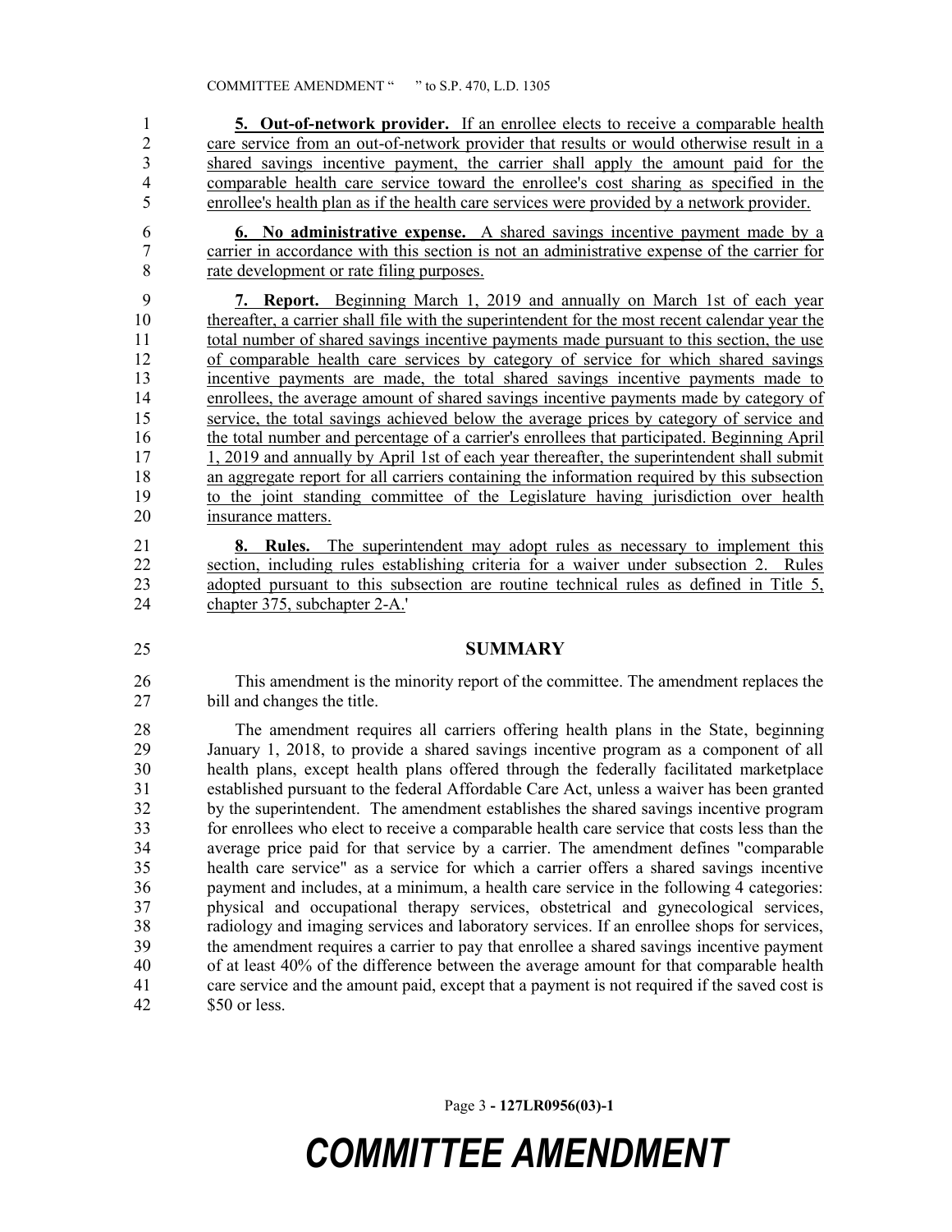**5. Out-of-network provider.** If an enrollee elects to receive a comparable health care service from an out-of-network provider that results or would otherwise result in a shared savings incentive payment, the carrier shall apply the amount paid for the comparable health care service toward the enrollee's cost sharing as specified in the enrollee's health plan as if the health care services were provided by a network provider.

**6. No administrative expense.** A shared savings incentive payment made by a carrier in accordance with this section is not an administrative expense of the carrier for rate development or rate filing purposes.

**7. Report.** Beginning March 1, 2019 and annually on March 1st of each year thereafter, a carrier shall file with the superintendent for the most recent calendar year the total number of shared savings incentive payments made pursuant to this section, the use of comparable health care services by category of service for which shared savings incentive payments are made, the total shared savings incentive payments made to enrollees, the average amount of shared savings incentive payments made by category of service, the total savings achieved below the average prices by category of service and the total number and percentage of a carrier's enrollees that participated. Beginning April 1, 2019 and annually by April 1st of each year thereafter, the superintendent shall submit an aggregate report for all carriers containing the information required by this subsection to the joint standing committee of the Legislature having jurisdiction over health insurance matters.

**8. Rules.** The superintendent may adopt rules as necessary to implement this section, including rules establishing criteria for a waiver under subsection 2. Rules adopted pursuant to this subsection are routine technical rules as defined in Title 5, chapter 375, subchapter 2-A.'

## SUMMARY

This amendment is the minority report of the committee. The amendment replaces the bill and changes the title.

The amendment requires all carriers offering health plans in the State, beginning January 1, 2018, to provide a shared savings incentive program as a component of all health plans, except health plans offered through the federally facilitated marketplace established pursuant to the federal Affordable Care Act, unless a waiver has been granted by the superintendent. The amendment establishes the shared savings incentive program for enrollees who elect to receive a comparable health care service that costs less than the average price paid for that service by a carrier. The amendment defines "comparable health care service" as a service for which a carrier offers a shared savings incentive payment and includes, at a minimum, a health care service in the following 4 categories: physical and occupational therapy services, obstetrical and gynecological services, radiology and imaging services and laboratory services. If an enrollee shops for services, the amendment requires a carrier to pay that enrollee a shared savings incentive payment of at least 40% of the difference between the average amount for that comparable health care service and the amount paid, except that a payment is not required if the saved cost is $50 or less.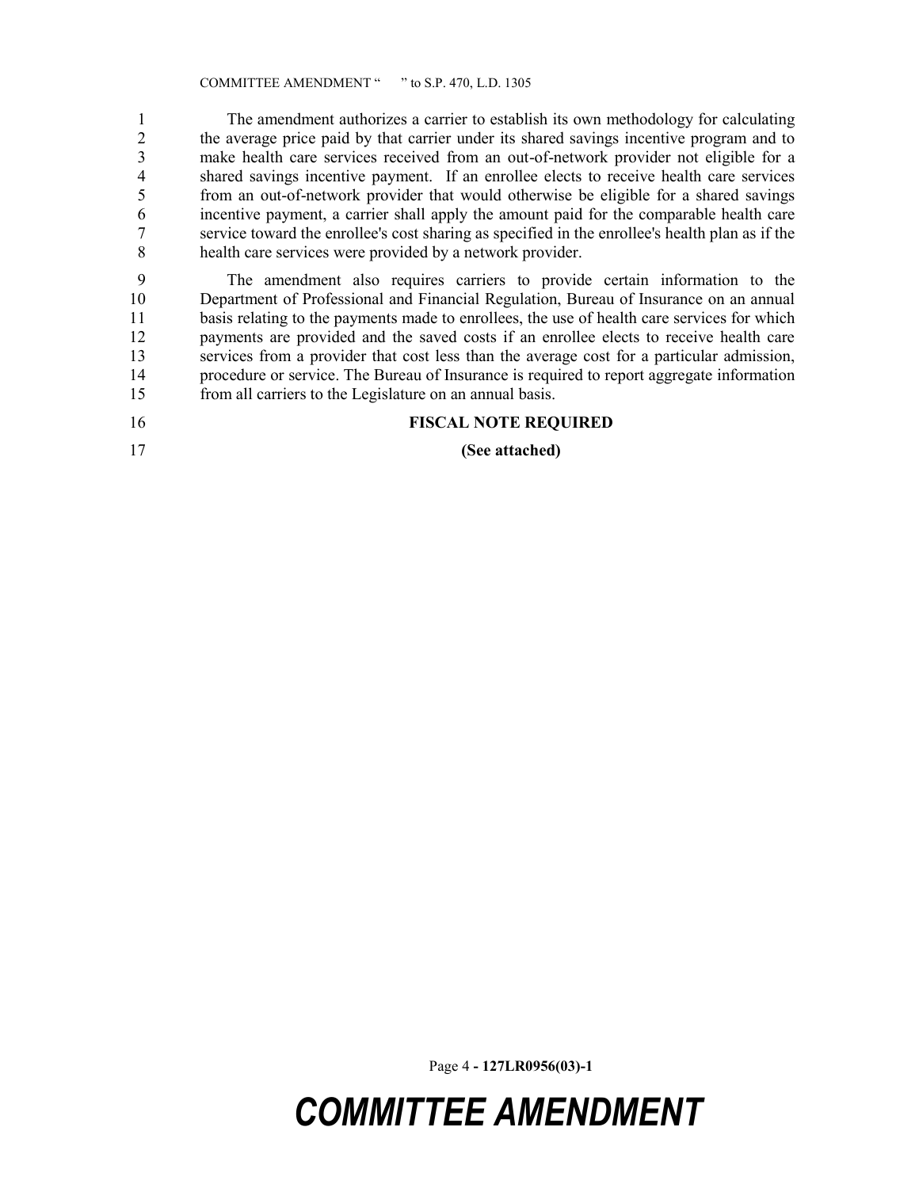The amendment authorizes a carrier to establish its own methodology for calculating the average price paid by that carrier under its shared savings incentive program and to make health care services received from an out-of-network provider not eligible for a shared savings incentive payment. If an enrollee elects to receive health care services from an out-of-network provider that would otherwise be eligible for a shared savings incentive payment, a carrier shall apply the amount paid for the comparable health care service toward the enrollee's cost sharing as specified in the enrollee's health plan as if the health care services were provided by a network provider.

The amendment also requires carriers to provide certain information to the Department of Professional and Financial Regulation, Bureau of Insurance on an annual basis relating to the payments made to enrollees, the use of health care services for which payments are provided and the saved costs if an enrollee elects to receive health care services from a provider that cost less than the average cost for a particular admission, procedure or service. The Bureau of Insurance is required to report aggregate information from all carriers to the Legislature on an annual basis.

**FISCAL NOTE REQUIRED**

**(See attached)**